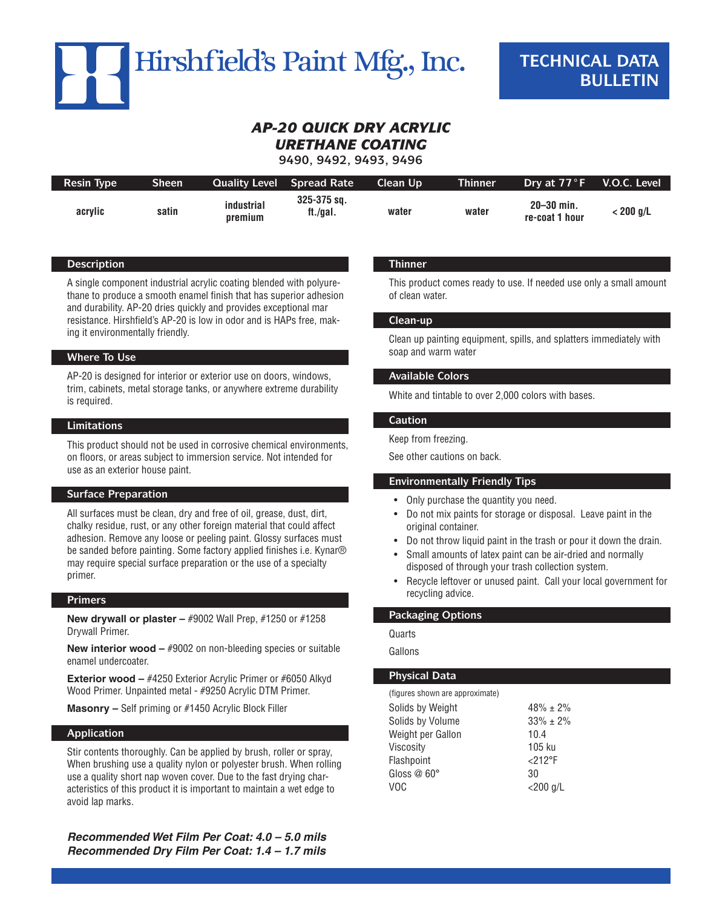# Hirshfield's Paint Mfg., Inc.

## TECHNICAL DATA BULLETIN

## *AP-20 QUICK DRY ACRYLIC URETHANE COATING*

9490, 9492, 9493, 9496

| Resin Type | Sheen | Quality Level | Spread Rate | Clean Up | Thinner | Dry at 77°F | V.O.C. Level |
|---|---|---|---|---|---|---|---|
| acrylic | satin | industrial premium | 325-375 sq. ft./gal. | water | water | 20–30 min. re-coat 1 hour | < 200 g/L |

### Description

A single component industrial acrylic coating blended with polyurethane to produce a smooth enamel finish that has superior adhesion and durability. AP-20 dries quickly and provides exceptional mar resistance. Hirshfield's AP-20 is low in odor and is HAPs free, making it environmentally friendly.

### Where To Use

AP-20 is designed for interior or exterior use on doors, windows, trim, cabinets, metal storage tanks, or anywhere extreme durability is required.

### Limitations

This product should not be used in corrosive chemical environments, on floors, or areas subject to immersion service. Not intended for use as an exterior house paint.

### Surface Preparation

All surfaces must be clean, dry and free of oil, grease, dust, dirt, chalky residue, rust, or any other foreign material that could affect adhesion. Remove any loose or peeling paint. Glossy surfaces must be sanded before painting. Some factory applied finishes i.e. Kynar® may require special surface preparation or the use of a specialty primer.

### Primers

**New drywall or plaster –** #9002 Wall Prep, #1250 or #1258 Drywall Primer.

**New interior wood –** #9002 on non-bleeding species or suitable enamel undercoater.

**Exterior wood –** #4250 Exterior Acrylic Primer or #6050 Alkyd Wood Primer. Unpainted metal - #9250 Acrylic DTM Primer.

**Masonry –** Self priming or #1450 Acrylic Block Filler

### Application

Stir contents thoroughly. Can be applied by brush, roller or spray, When brushing use a quality nylon or polyester brush. When rolling use a quality short nap woven cover. Due to the fast drying characteristics of this product it is important to maintain a wet edge to avoid lap marks.

***Recommended Wet Film Per Coat: 4.0 – 5.0 mils***
***Recommended Dry Film Per Coat: 1.4 – 1.7 mils***

### Thinner

This product comes ready to use. If needed use only a small amount of clean water.

### Clean-up

Clean up painting equipment, spills, and splatters immediately with soap and warm water

### Available Colors

White and tintable to over 2,000 colors with bases.

### Caution

Keep from freezing.

See other cautions on back.

### Environmentally Friendly Tips

- Only purchase the quantity you need.
- Do not mix paints for storage or disposal. Leave paint in the original container.
- Do not throw liquid paint in the trash or pour it down the drain.
- Small amounts of latex paint can be air-dried and normally disposed of through your trash collection system.
- Recycle leftover or unused paint. Call your local government for recycling advice.

### Packaging Options

Quarts

Gallons

### Physical Data

(figures shown are approximate)

| | |
|---|---|
| Solids by Weight | 48% ± 2% |
| Solids by Volume | 33% ± 2% |
| Weight per Gallon | 10.4 |
| Viscosity | 105 ku |
| Flashpoint | <212°F |
| Gloss @ 60° | 30 |
| VOC | <200 g/L |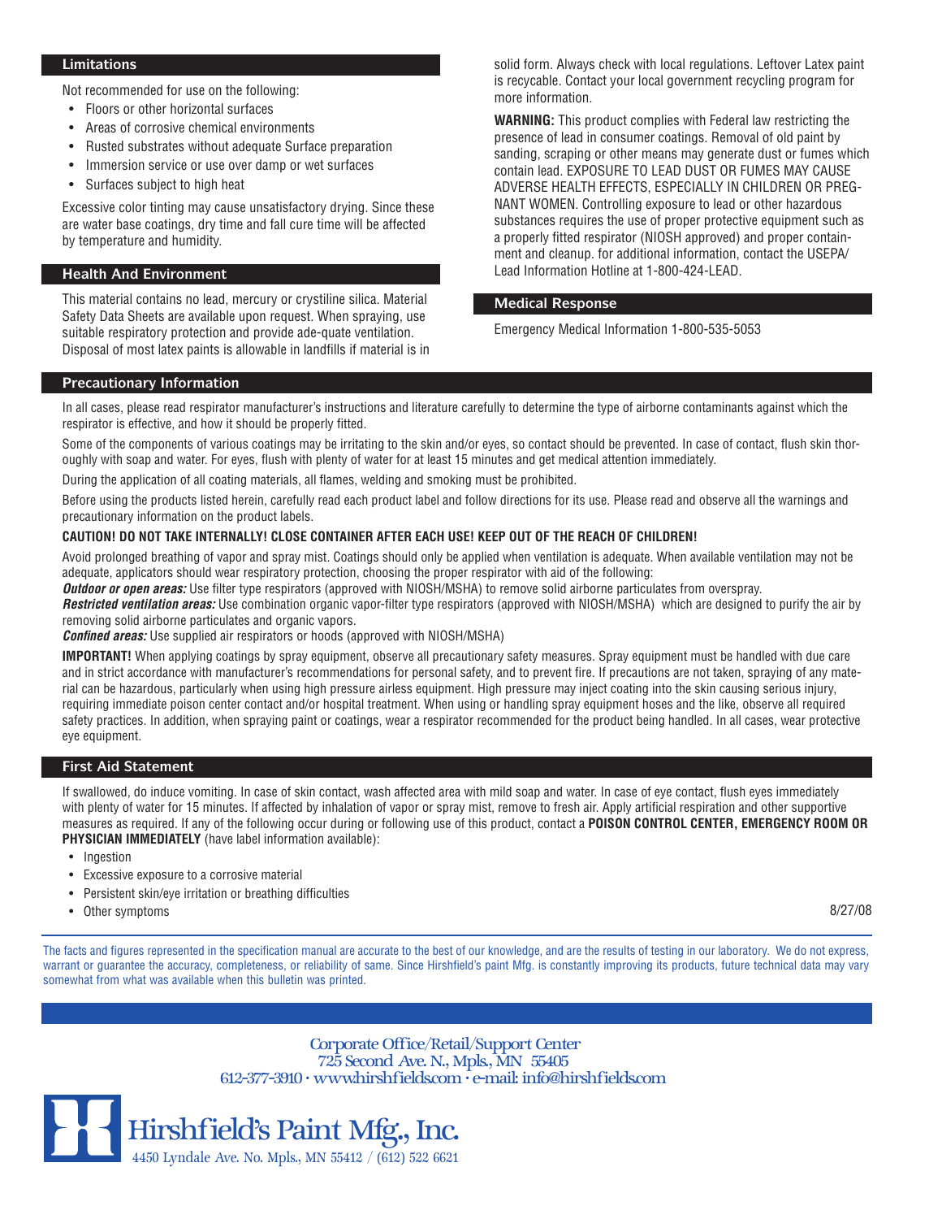## Limitations

Not recommended for use on the following:

- Floors or other horizontal surfaces
- Areas of corrosive chemical environments
- Rusted substrates without adequate Surface preparation
- Immersion service or use over damp or wet surfaces
- Surfaces subject to high heat

Excessive color tinting may cause unsatisfactory drying. Since these are water base coatings, dry time and fall cure time will be affected by temperature and humidity.

## Health And Environment

This material contains no lead, mercury or crystiline silica. Material Safety Data Sheets are available upon request. When spraying, use suitable respiratory protection and provide ade-quate ventilation. Disposal of most latex paints is allowable in landfills if material is in solid form. Always check with local regulations. Leftover Latex paint is recyclable. Contact your local government recycling program for more information.

**WARNING:** This product complies with Federal law restricting the presence of lead in consumer coatings. Removal of old paint by sanding, scraping or other means may generate dust or fumes which contain lead. EXPOSURE TO LEAD DUST OR FUMES MAY CAUSE ADVERSE HEALTH EFFECTS, ESPECIALLY IN CHILDREN OR PREGNANT WOMEN. Controlling exposure to lead or other hazardous substances requires the use of proper protective equipment such as a properly fitted respirator (NIOSH approved) and proper containment and cleanup. for additional information, contact the USEPA/Lead Information Hotline at 1-800-424-LEAD.

## Medical Response

Emergency Medical Information 1-800-535-5053

## Precautionary Information

In all cases, please read respirator manufacturer's instructions and literature carefully to determine the type of airborne contaminants against which the respirator is effective, and how it should be properly fitted.

Some of the components of various coatings may be irritating to the skin and/or eyes, so contact should be prevented. In case of contact, flush skin thoroughly with soap and water. For eyes, flush with plenty of water for at least 15 minutes and get medical attention immediately.

During the application of all coating materials, all flames, welding and smoking must be prohibited.

Before using the products listed herein, carefully read each product label and follow directions for its use. Please read and observe all the warnings and precautionary information on the product labels.

**CAUTION! DO NOT TAKE INTERNALLY! CLOSE CONTAINER AFTER EACH USE! KEEP OUT OF THE REACH OF CHILDREN!**

Avoid prolonged breathing of vapor and spray mist. Coatings should only be applied when ventilation is adequate. When available ventilation may not be adequate, applicators should wear respiratory protection, choosing the proper respirator with aid of the following:

***Outdoor or open areas:*** Use filter type respirators (approved with NIOSH/MSHA) to remove solid airborne particulates from overspray.

***Restricted ventilation areas:*** Use combination organic vapor-filter type respirators (approved with NIOSH/MSHA) which are designed to purify the air by removing solid airborne particulates and organic vapors.

***Confined areas:*** Use supplied air respirators or hoods (approved with NIOSH/MSHA)

**IMPORTANT!** When applying coatings by spray equipment, observe all precautionary safety measures. Spray equipment must be handled with due care and in strict accordance with manufacturer's recommendations for personal safety, and to prevent fire. If precautions are not taken, spraying of any material can be hazardous, particularly when using high pressure airless equipment. High pressure may inject coating into the skin causing serious injury, requiring immediate poison center contact and/or hospital treatment. When using or handling spray equipment hoses and the like, observe all required safety practices. In addition, when spraying paint or coatings, wear a respirator recommended for the product being handled. In all cases, wear protective eye equipment.

## First Aid Statement

If swallowed, do induce vomiting. In case of skin contact, wash affected area with mild soap and water. In case of eye contact, flush eyes immediately with plenty of water for 15 minutes. If affected by inhalation of vapor or spray mist, remove to fresh air. Apply artificial respiration and other supportive measures as required. If any of the following occur during or following use of this product, contact a **POISON CONTROL CENTER, EMERGENCY ROOM OR PHYSICIAN IMMEDIATELY** (have label information available):

- Ingestion
- Excessive exposure to a corrosive material
- Persistent skin/eye irritation or breathing difficulties
- Other symptoms

8/27/08

The facts and figures represented in the specification manual are accurate to the best of our knowledge, and are the results of testing in our laboratory. We do not express, warrant or guarantee the accuracy, completeness, or reliability of same. Since Hirshfield's paint Mfg. is constantly improving its products, future technical data may vary somewhat from what was available when this bulletin was printed.

Corporate Office/Retail/Support Center
725 Second Ave. N., Mpls., MN 55405
612-377-3910 · www.hirshfields.com · e-mail: info@hirshfields.com

Hirshfield's Paint Mfg., Inc.
4450 Lyndale Ave. No. Mpls., MN 55412 / (612) 522 6621